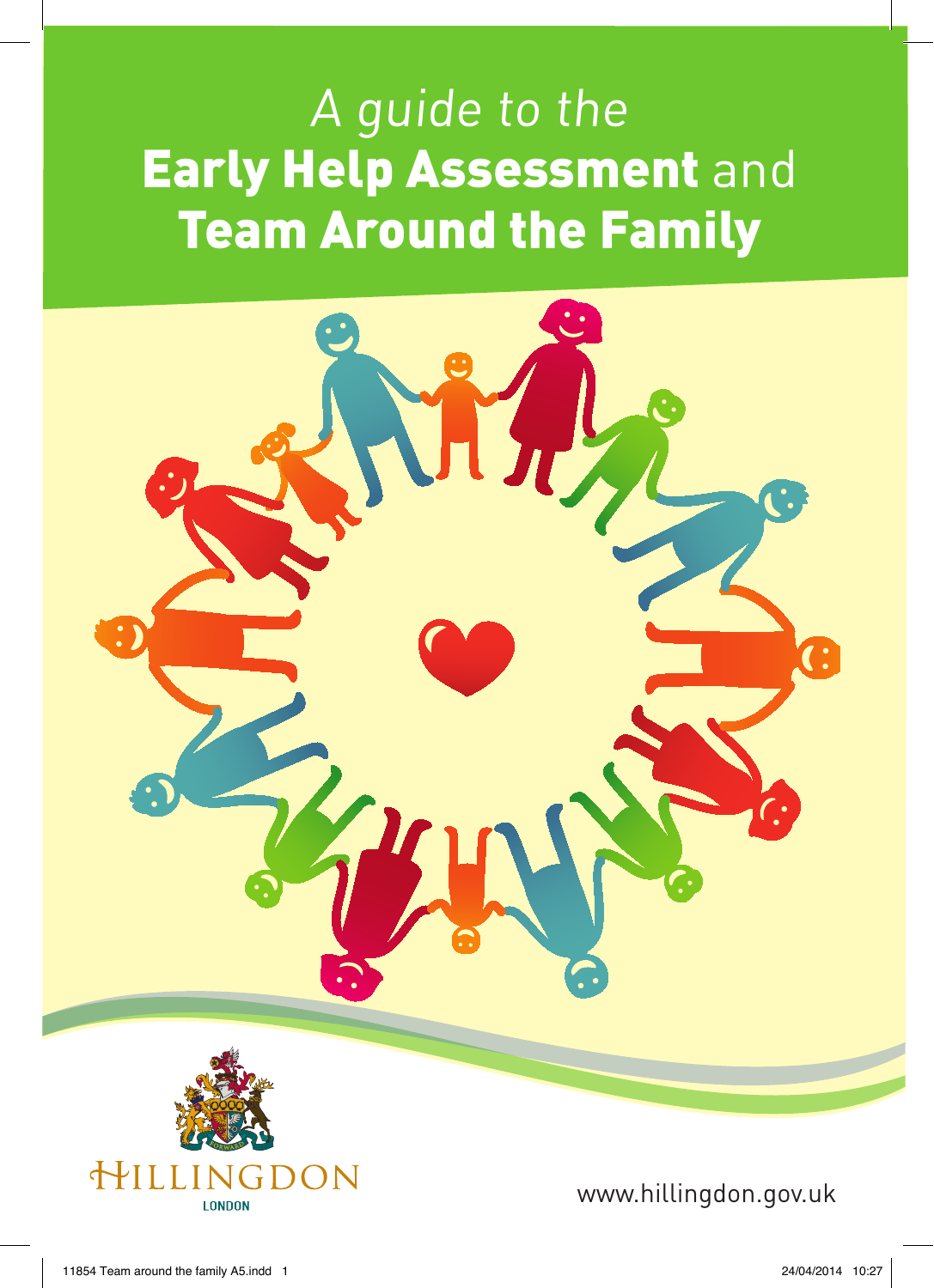# *A guide to the* **Early Help Assessment** and **Team Around the Family**

HILLINGDON

LONDON

www.hillingdon.gov.uk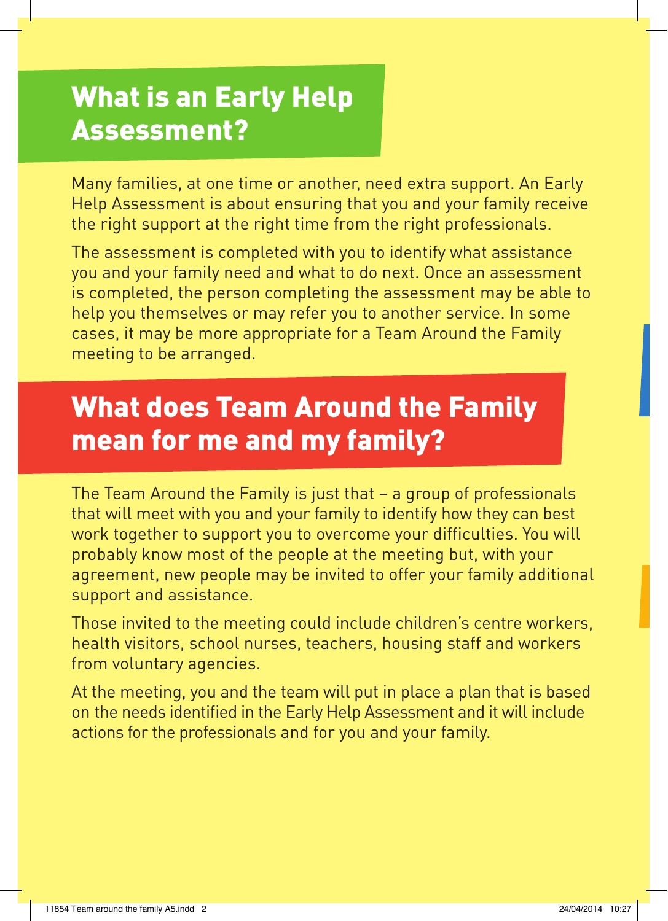## What is an Early Help Assessment?

Many families, at one time or another, need extra support. An Early Help Assessment is about ensuring that you and your family receive the right support at the right time from the right professionals.

The assessment is completed with you to identify what assistance you and your family need and what to do next. Once an assessment is completed, the person completing the assessment may be able to help you themselves or may refer you to another service. In some cases, it may be more appropriate for a Team Around the Family meeting to be arranged.

## What does Team Around the Family mean for me and my family?

The Team Around the Family is just that – a group of professionals that will meet with you and your family to identify how they can best work together to support you to overcome your difficulties. You will probably know most of the people at the meeting but, with your agreement, new people may be invited to offer your family additional support and assistance.

Those invited to the meeting could include children's centre workers, health visitors, school nurses, teachers, housing staff and workers from voluntary agencies.

At the meeting, you and the team will put in place a plan that is based on the needs identified in the Early Help Assessment and it will include actions for the professionals and for you and your family.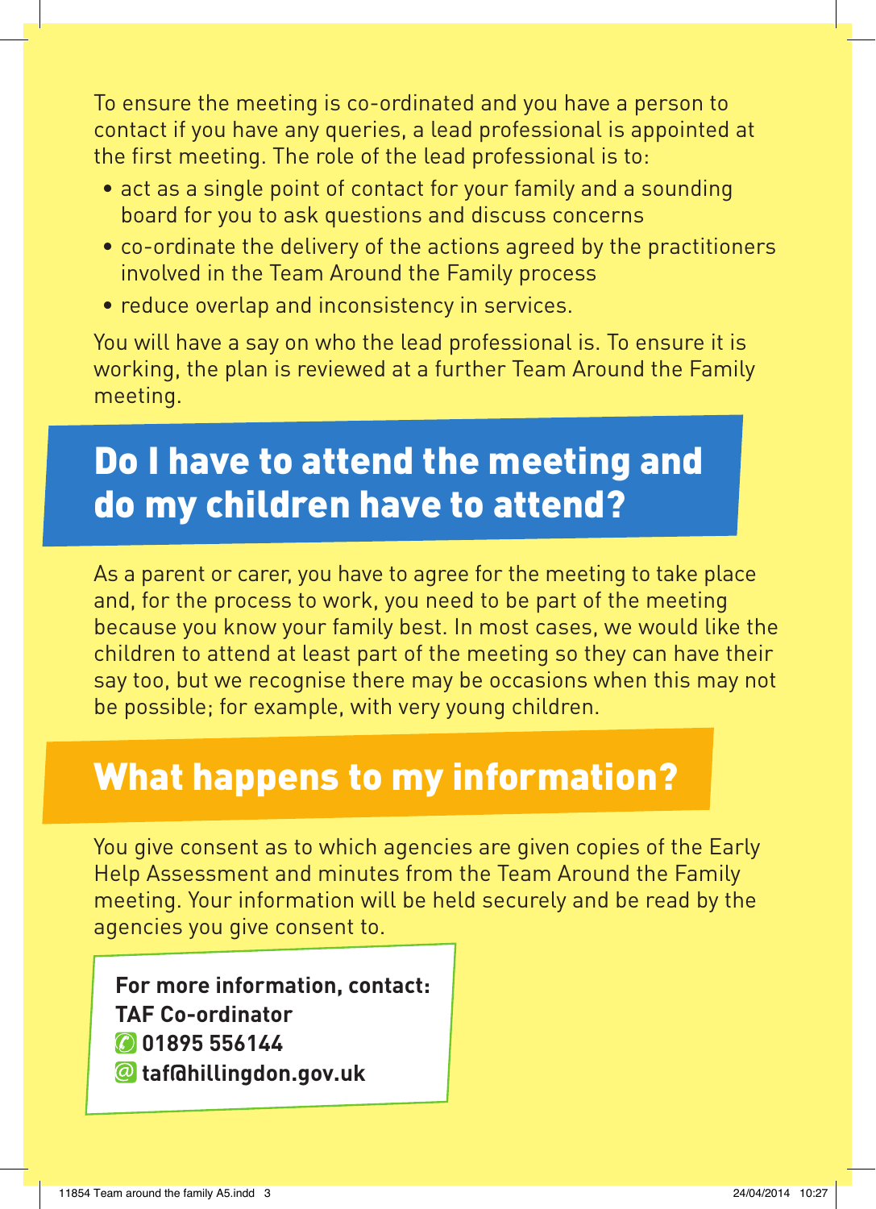To ensure the meeting is co-ordinated and you have a person to contact if you have any queries, a lead professional is appointed at the first meeting. The role of the lead professional is to:

- act as a single point of contact for your family and a sounding board for you to ask questions and discuss concerns
- co-ordinate the delivery of the actions agreed by the practitioners involved in the Team Around the Family process
- reduce overlap and inconsistency in services.

You will have a say on who the lead professional is. To ensure it is working, the plan is reviewed at a further Team Around the Family meeting.

## Do I have to attend the meeting and do my children have to attend?

As a parent or carer, you have to agree for the meeting to take place and, for the process to work, you need to be part of the meeting because you know your family best. In most cases, we would like the children to attend at least part of the meeting so they can have their say too, but we recognise there may be occasions when this may not be possible; for example, with very young children.

## What happens to my information?

You give consent as to which agencies are given copies of the Early Help Assessment and minutes from the Team Around the Family meeting. Your information will be held securely and be read by the agencies you give consent to.

**For more information, contact:**
**TAF Co-ordinator**
**01895 556144**
**taf@hillingdon.gov.uk**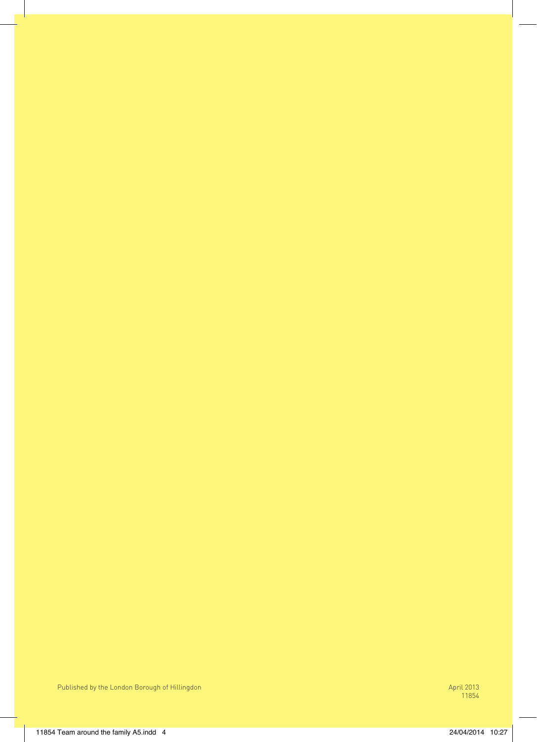Published by the London Borough of Hillingdon

April 2013
11854